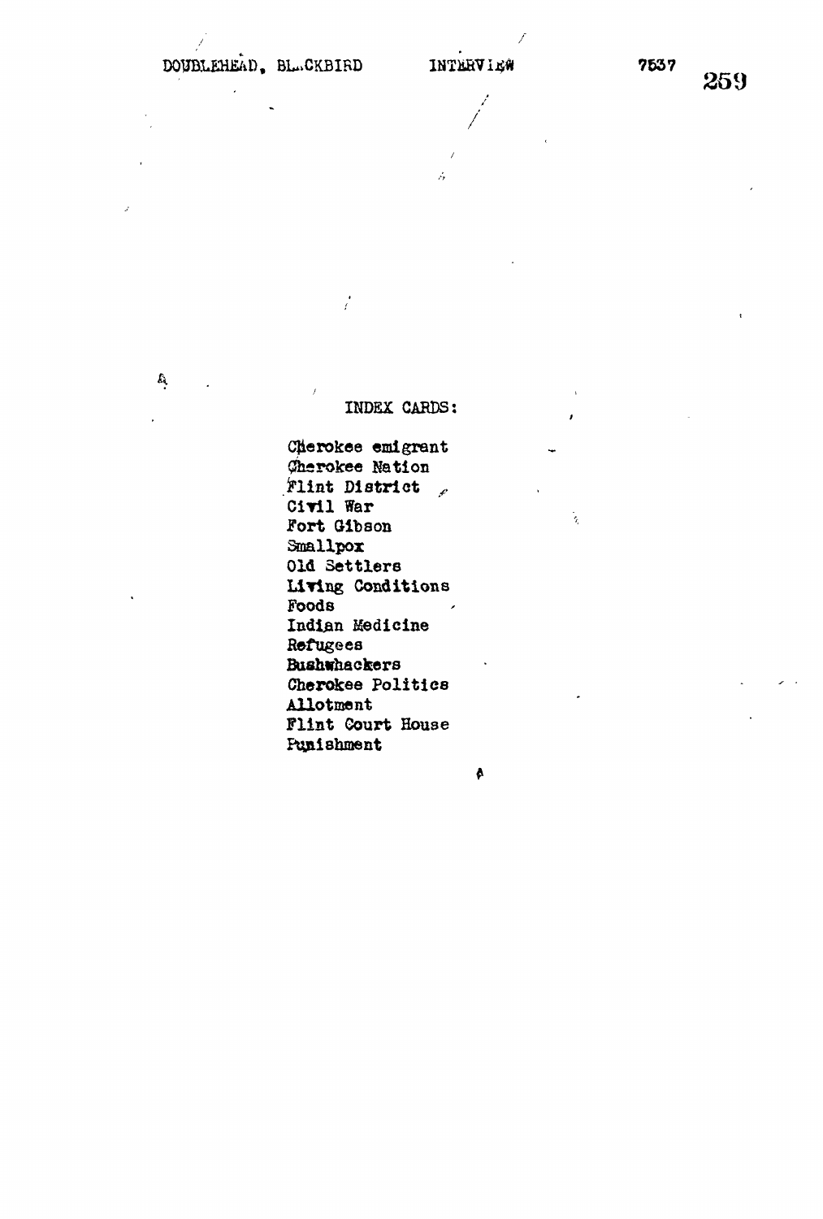DOUBLEHEAD, BLACKBIRD INTERVIEW 7537

INDEX CARDS:

Cherokee emigrant
Cherokee Nation
Flint District
Civil War
Fort Gibson
Smallpox
Old Settlers
Living Conditions
Foods
Indian Medicine
Refugees
Bushwhackers
Cherokee Politics
Allotment
Flint Court House
Punishment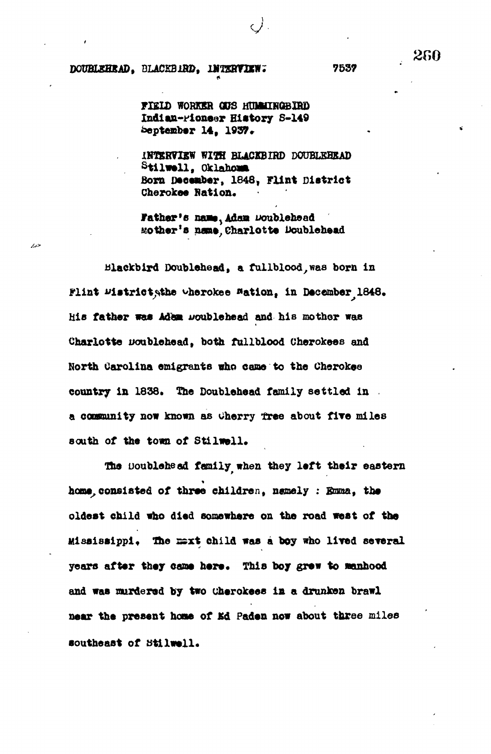DOUBLEHEAD, BLACKBIRD, INTERVIEW. 7537

FIELD WORKER GUS HUMMINGBIRD
Indian-Pioneer History S-149
September 14, 1937.

INTERVIEW WITH BLACKBIRD DOUBLEHEAD
Stilwell, Oklahoma
Born December, 1848, Flint District
Cherokee Nation.

Father's name, Adam Doublehead
Mother's name, Charlotte Doublehead

Blackbird Doublehead, a fullblood, was born in Flint District, the Cherokee Nation, in December, 1848. His father was Adam Doublehead and his mother was Charlotte Doublehead, both fullblood Cherokees and North Carolina emigrants who came to the Cherokee country in 1838. The Doublehead family settled in a community now known as Cherry Tree about five miles south of the town of Stilwell.

The Doublehead family, when they left their eastern home, consisted of three children, namely : Emma, the oldest child who died somewhere on the road west of the Mississippi. The next child was a boy who lived several years after they came here. This boy grew to manhood and was murdered by two Cherokees in a drunken brawl near the present home of Ed Paden now about three miles southeast of Stilwell.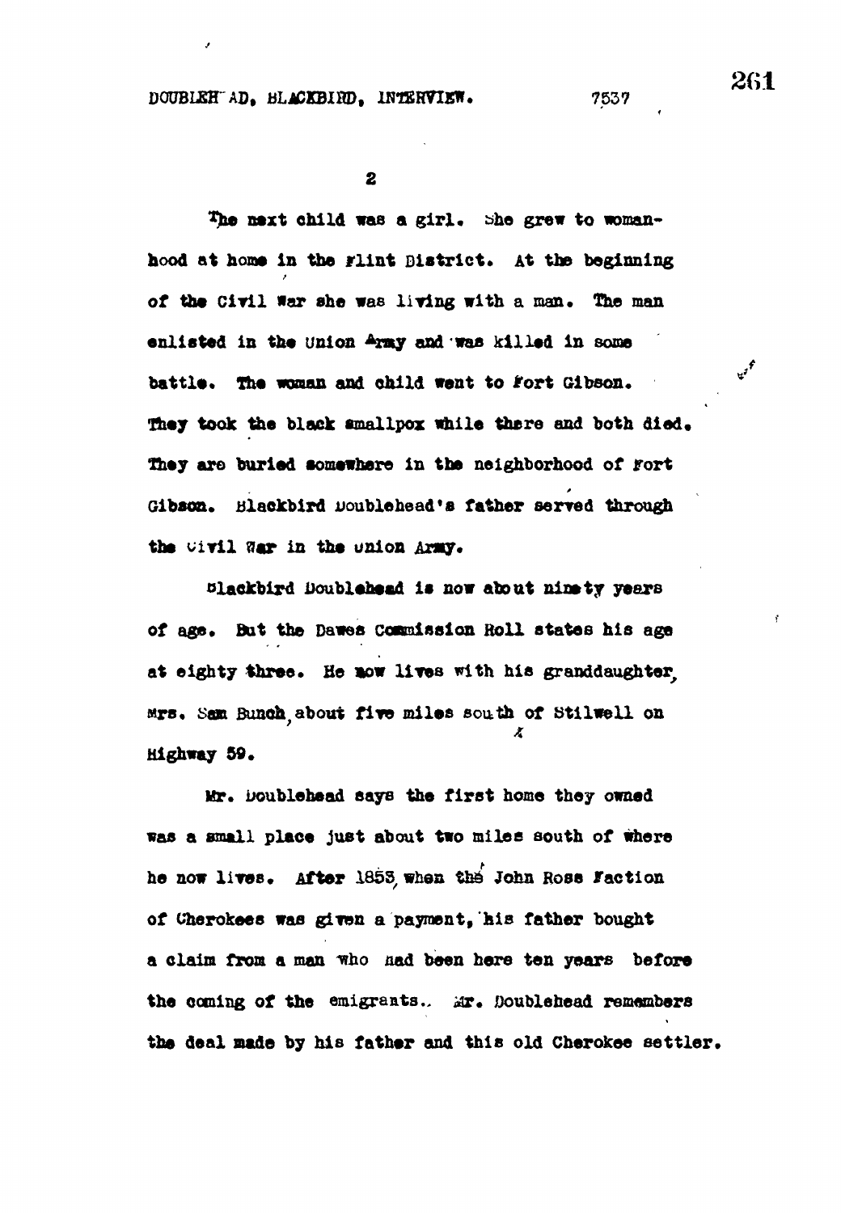The next child was a girl. She grew to womanhood at home in the Flint District. At the beginning of the Civil War she was living with a man. The man enlisted in the Union Army and was killed in some battle. The woman and child went to Fort Gibson. They took the black smallpox while there and both died. They are buried somewhere in the neighborhood of Fort Gibson. Blackbird Doublehead's father served through the Civil War in the Union Army.

Blackbird Doublehead is now about ninety years of age. But the Dawes Commission Roll states his age at eighty three. He now lives with his granddaughter, Mrs. Sam Bunch, about five miles south of Stilwell on Highway 59.

Mr. Doublehead says the first home they owned was a small place just about two miles south of where he now lives. After 1853, when the John Ross Faction of Cherokees was given a payment, his father bought a claim from a man who had been here ten years before the coming of the emigrants. Mr. Doublehead remembers the deal made by his father and this old Cherokee settler.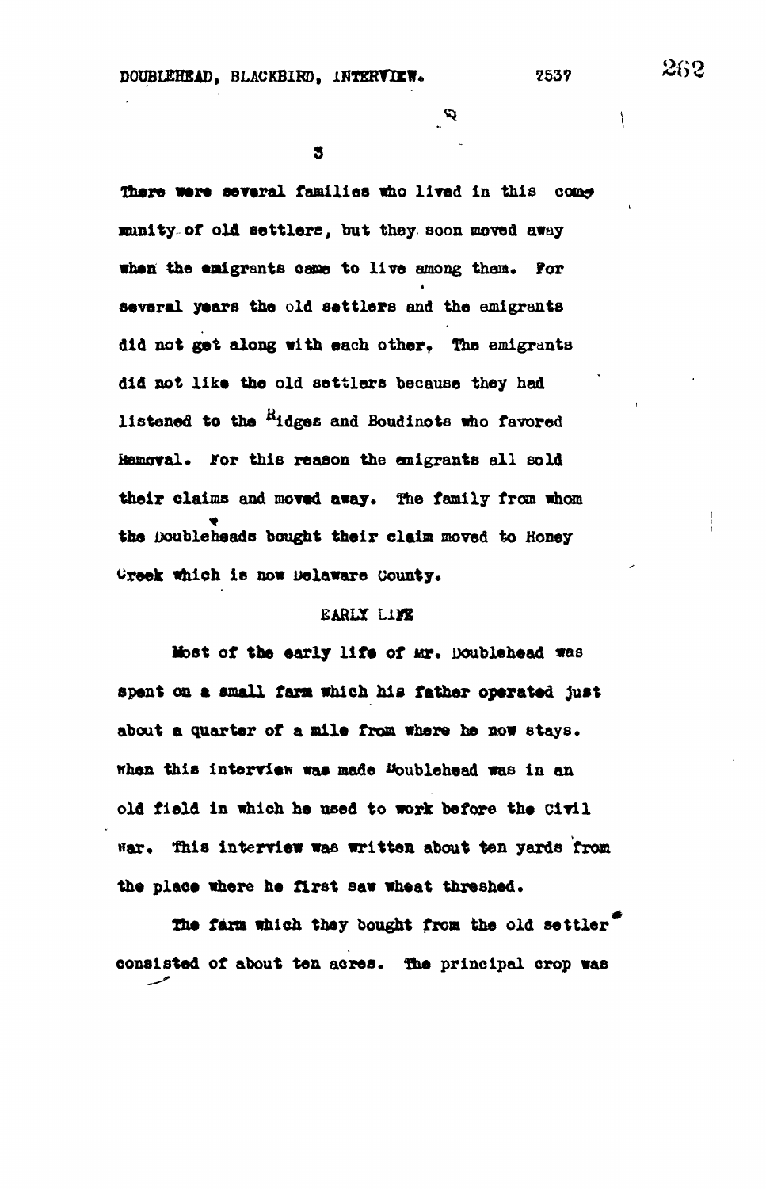There were several families who lived in this community of old settlers, but they soon moved away when the emigrants came to live among them. For several years the old settlers and the emigrants did not get along with each other. The emigrants did not like the old settlers because they had listened to the Ridges and Boudinots who favored Removal. For this reason the emigrants all sold their claims and moved away. The family from whom the Doubleheads bought their claim moved to Honey Creek which is now Delaware County.

## EARLY LIFE

Most of the early life of Mr. Doublehead was spent on a small farm which his father operated just about a quarter of a mile from where he now stays. When this interview was made Doublehead was in an old field in which he used to work before the Civil War. This interview was written about ten yards from the place where he first saw wheat threshed.

The farm which they bought from the old settler consisted of about ten acres. The principal crop was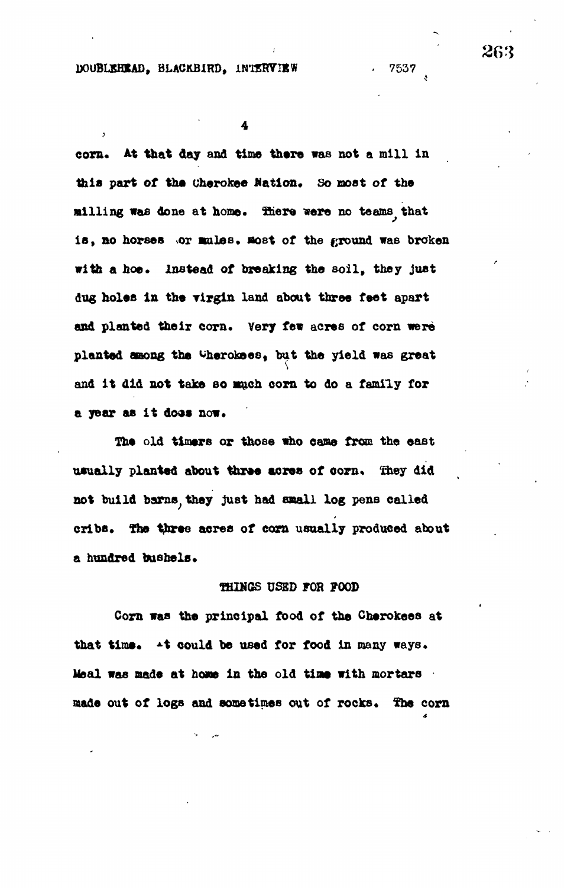corn. At that day and time there was not a mill in this part of the Cherokee Nation. So most of the milling was done at home. There were no teams, that is, no horses or mules. Most of the ground was broken with a hoe. Instead of breaking the soil, they just dug holes in the virgin land about three feet apart and planted their corn. Very few acres of corn were planted among the Cherokees, but the yield was great and it did not take so much corn to do a family for a year as it does now.

The old timers or those who came from the east usually planted about three acres of corn. They did not build barns, they just had small log pens called cribs. The three acres of corn usually produced about a hundred bushels.

## THINGS USED FOR FOOD

Corn was the principal food of the Cherokees at that time. It could be used for food in many ways. Meal was made at home in the old time with mortars made out of logs and sometimes out of rocks. The corn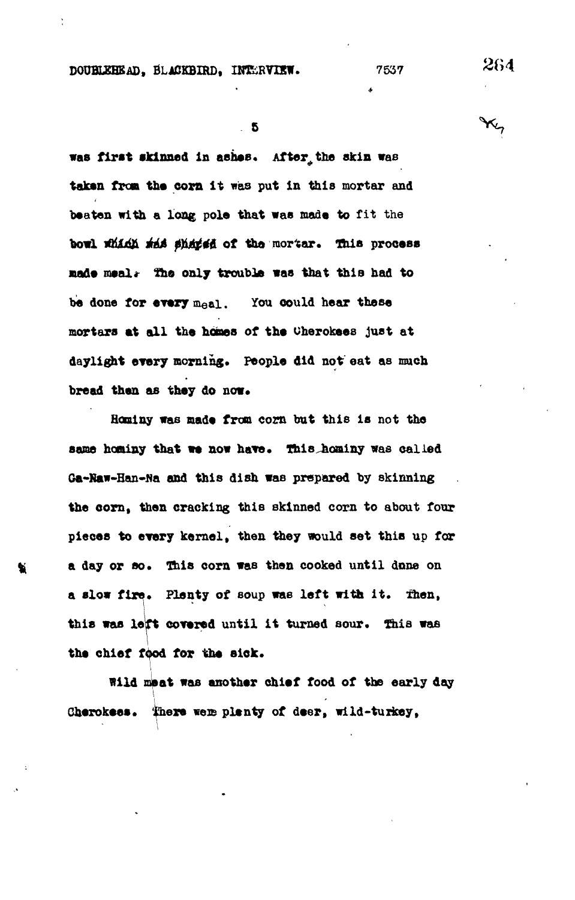was first skinned in ashes. After the skin was taken from the corn it was put in this mortar and beaten with a long pole that was made to fit the bowl of the mortar. This process made meal. The only trouble was that this had to be done for every meal. You could hear these mortars at all the homes of the Cherokees just at daylight every morning. People did not eat as much bread then as they do now.

Hominy was made from corn but this is not the same hominy that we now have. This hominy was called Ga-Naw-Han-Na and this dish was prepared by skinning the corn, then cracking this skinned corn to about four pieces to every kernel, then they would set this up for a day or so. This corn was then cooked until done on a slow fire. Plenty of soup was left with it. Then, this was left covered until it turned sour. This was the chief food for the sick.

Wild meat was another chief food of the early day Cherokees. There were plenty of deer, wild-turkey,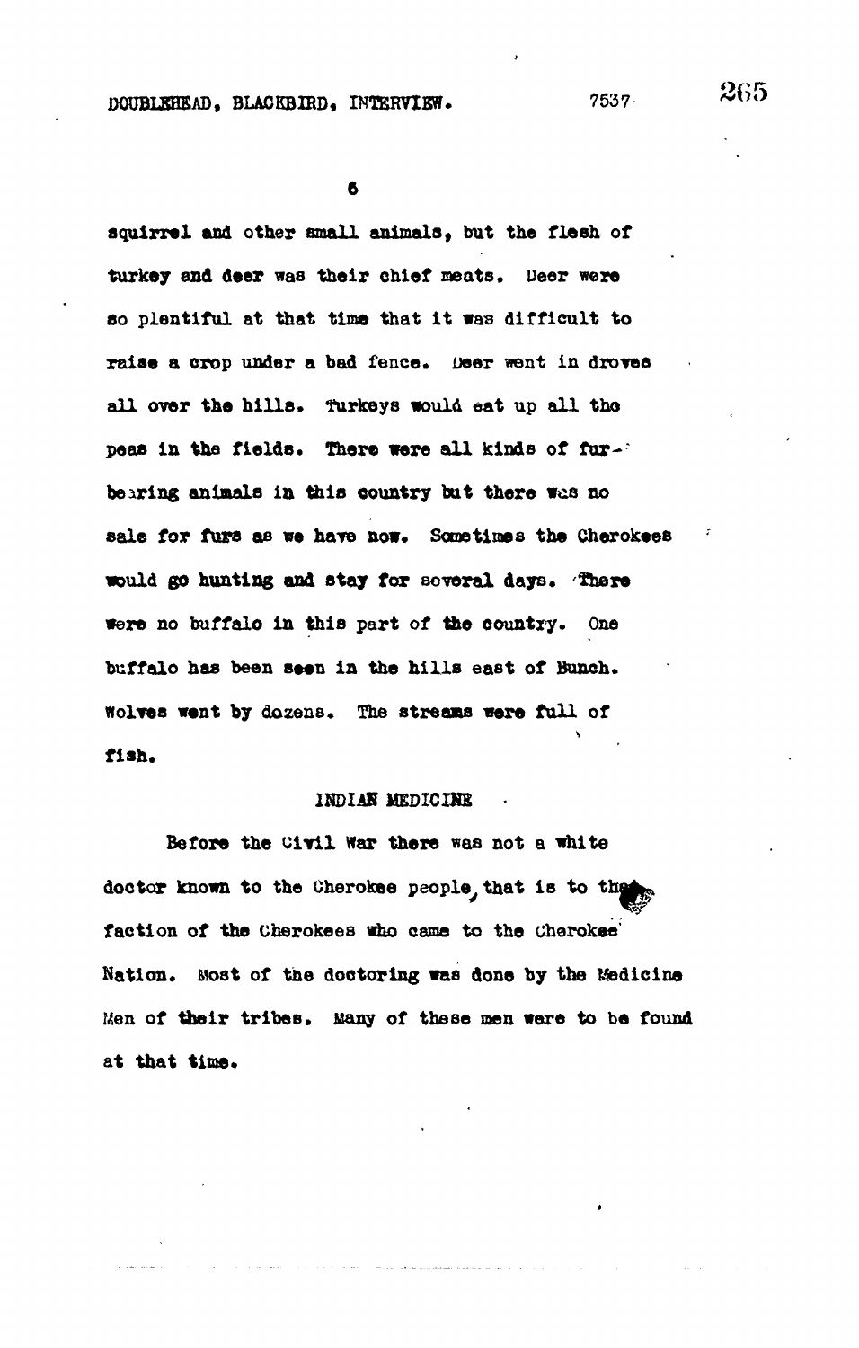squirrel and other small animals, but the flesh of turkey and deer was their chief meats. Deer were so plentiful at that time that it was difficult to raise a crop under a bad fence. Deer went in droves all over the hills. Turkeys would eat up all the peas in the fields. There were all kinds of fur-bearing animals in this country but there was no sale for furs as we have now. Sometimes the Cherokees would go hunting and stay for several days. There were no buffalo in this part of the country. One buffalo has been seen in the hills east of Bunch. Wolves went by dozens. The streams were full of fish.

## INDIAN MEDICINE

Before the Civil War there was not a white doctor known to the Cherokee people, that is to that faction of the Cherokees who came to the Cherokee Nation. Most of the doctoring was done by the Medicine Men of their tribes. Many of these men were to be found at that time.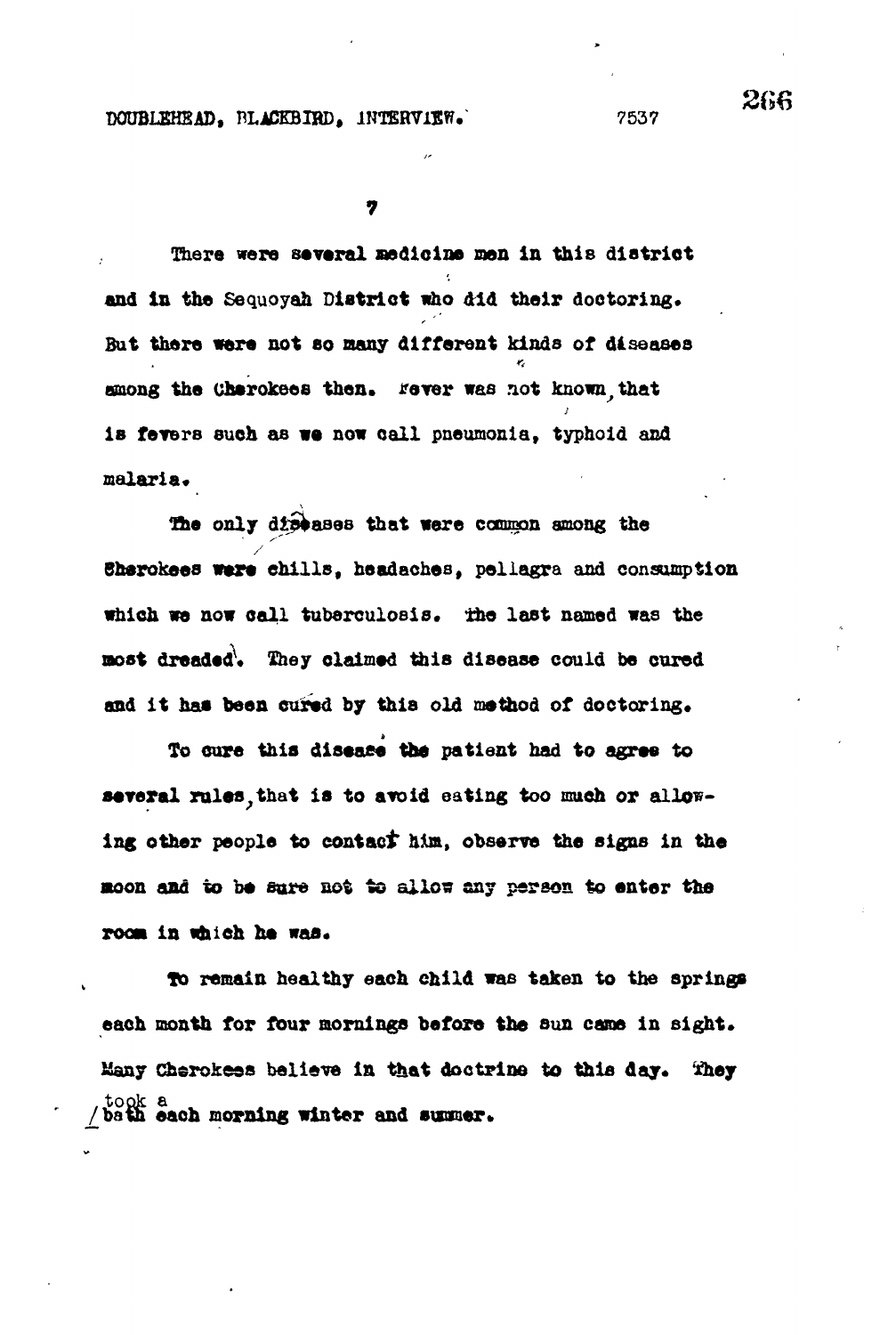There were several medicine men in this district and in the Sequoyah District who did their doctoring. But there were not so many different kinds of diseases among the Cherokees then. Fever was not known, that is fevers such as we now call pneumonia, typhoid and malaria.

The only diseases that were common among the Cherokees were chills, headaches, pellagra and consumption which we now call tuberculosis. The last named was the most dreaded. They claimed this disease could be cured and it has been cured by this old method of doctoring.

To cure this disease the patient had to agree to several rules, that is to avoid eating too much or allowing other people to contact him, observe the signs in the moon and to be sure not to allow any person to enter the room in which he was.

To remain healthy each child was taken to the springs each month for four mornings before the sun came in sight. Many Cherokees believe in that doctrine to this day. They took a bath each morning winter and summer.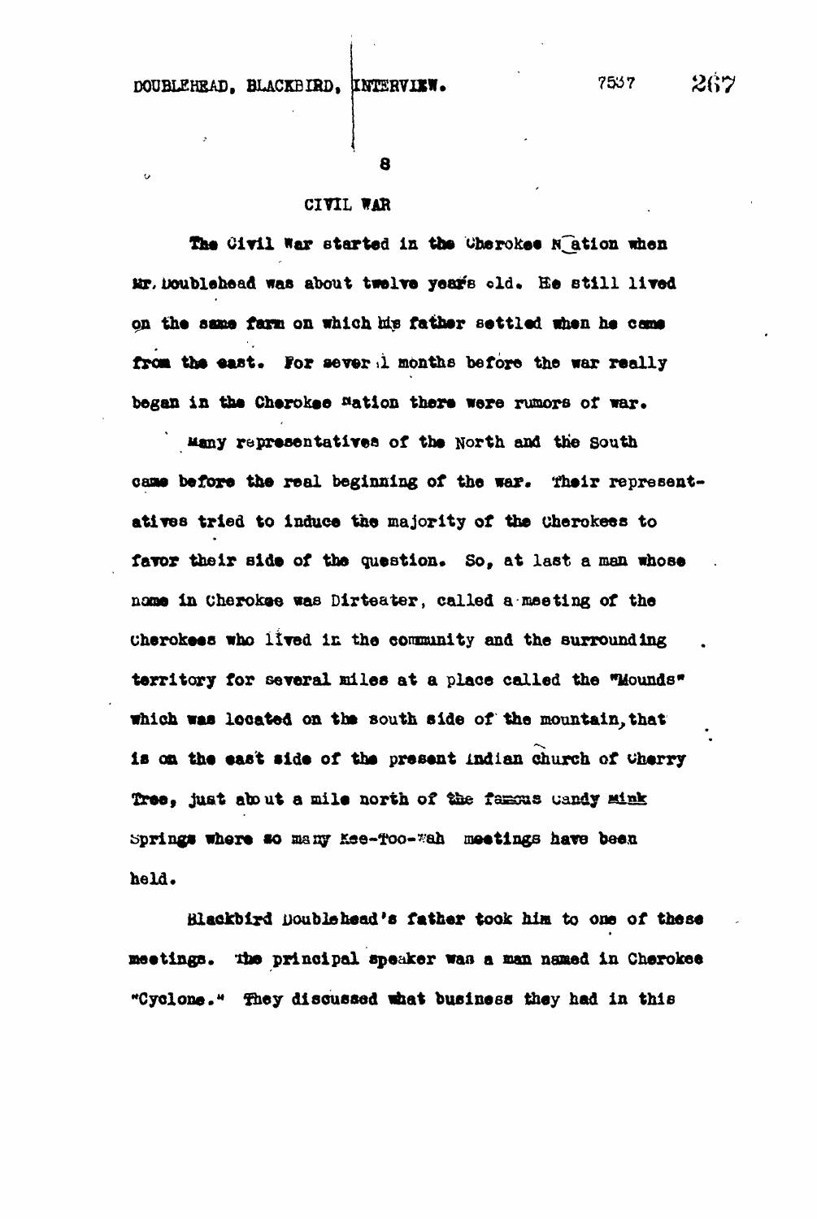## CIVIL WAR

The Civil War started in the Cherokee Nation when Mr. Doublehead was about twelve years old. He still lived on the same farm on which his father settled when he came from the east. For several months before the war really began in the Cherokee Nation there were rumors of war.

Many representatives of the North and the South came before the real beginning of the war. Their representatives tried to induce the majority of the Cherokees to favor their side of the question. So, at last a man whose name in Cherokee was Dirteater, called a meeting of the Cherokees who lived in the community and the surrounding territory for several miles at a place called the "Mounds" which was located on the south side of the mountain, that is on the east side of the present Indian church of Cherry Tree, just about a mile north of the famous Candy Mink Springs where so many Kee-Too-Wah meetings have been held.

Blackbird Doublehead's father took him to one of these meetings. The principal speaker was a man named in Cherokee "Cyclone." They discussed what business they had in this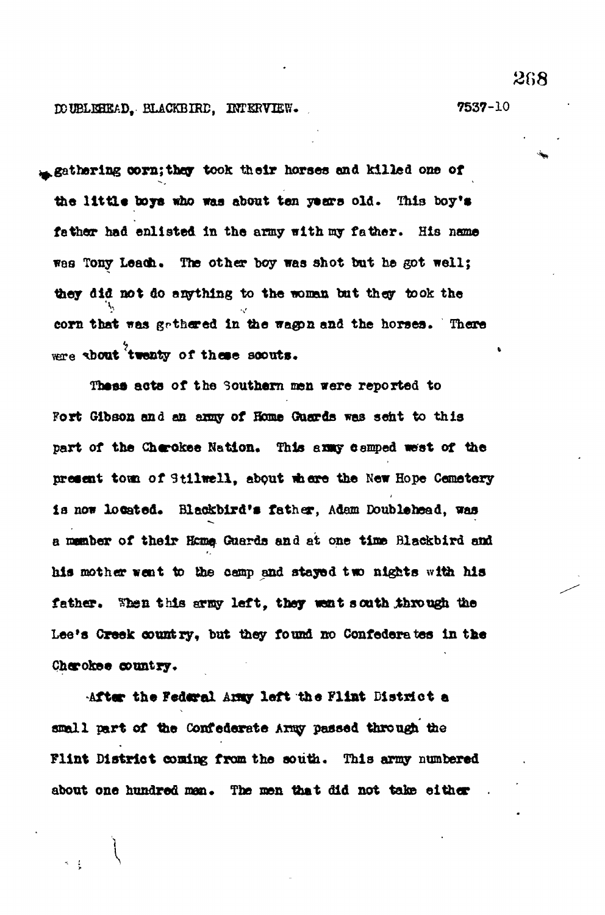gathering corn; they took their horses and killed one of the little boys who was about ten years old. This boy's father had enlisted in the army with my father. His name was Tony Leach. The other boy was shot but he got well; they did not do anything to the woman but they took the corn that was gathered in the wagon and the horses. There were about twenty of these scouts.

These acts of the Southern men were reported to Fort Gibson and an army of Home Guards was sent to this part of the Cherokee Nation. This army camped west of the present town of Stilwell, about where the New Hope Cemetery is now located. Blackbird's father, Adam Doublehead, was a member of their Home Guards and at one time Blackbird and his mother went to the camp and stayed two nights with his father. When this army left, they went south through the Lee's Creek country, but they found no Confederates in the Cherokee country.

After the Federal Army left the Flint District a small part of the Confederate Army passed through the Flint District coming from the south. This army numbered about one hundred men. The men that did not take either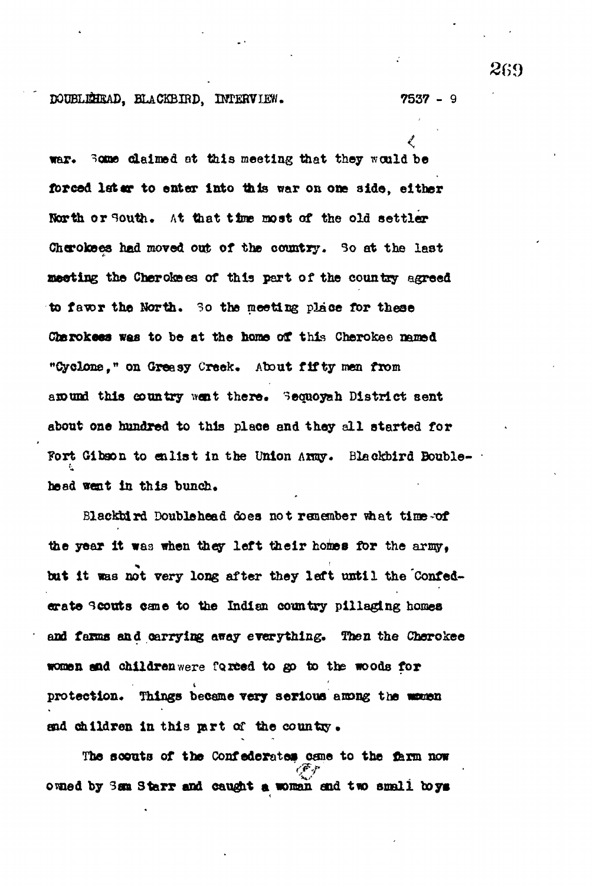war. Some claimed at this meeting that they would be forced later to enter into this war on one side, either North or South. At that time most of the old settler Cherokees had moved out of the country. So at the last meeting the Cherokees of this part of the country agreed to favor the North. So the meeting place for these Cherokees was to be at the home of this Cherokee named "Cyclone," on Greasy Creek. About fifty men from around this country went there. Sequoyah District sent about one hundred to this place and they all started for Fort Gibson to enlist in the Union Army. Blackbird Doublehead went in this bunch.

Blackbird Doublehead does not remember what time of the year it was when they left their homes for the army, but it was not very long after they left until the Confederate Scouts came to the Indian country pillaging homes and farms and carrying away everything. Then the Cherokee women and children were forced to go to the woods for protection. Things became very serious among the women and children in this part of the country.

The scouts of the Confederates came to the farm now owned by Sam Starr and caught a woman and two small boys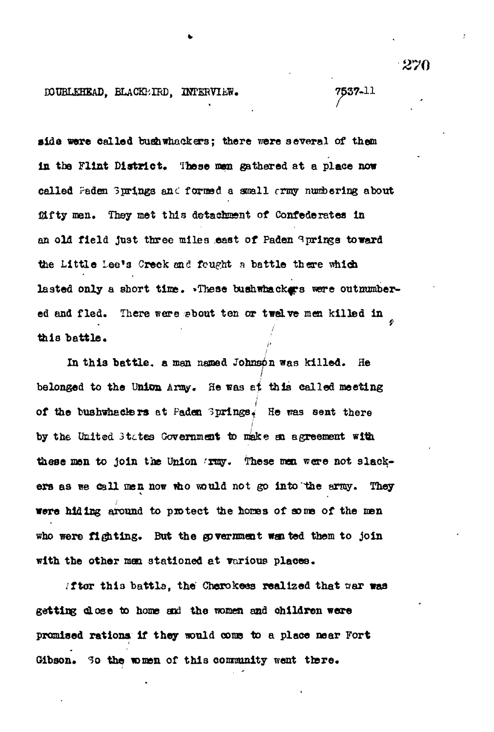side were called bushwhackers; there were several of them in the Flint District. These men gathered at a place now called Paden Springs and formed a small army numbering about fifty men. They met this detachment of Confederates in an old field just three miles east of Paden Springs toward the Little Lee's Creek and fought a battle there which lasted only a short time. These bushwhackers were outnumbered and fled. There were about ten or twelve men killed in this battle.

In this battle, a man named Johnson was killed. He belonged to the Union Army. He was at this called meeting of the bushwhackers at Paden Springs. He was sent there by the United States Government to make an agreement with these men to join the Union Army. These men were not slackers as we call men now who would not go into the army. They were hiding around to protect the homes of some of the men who were fighting. But the government wanted them to join with the other men stationed at various places.

After this battle, the Cherokees realized that war was getting close to home and the women and children were promised rations if they would come to a place near Fort Gibson. So the women of this community went there.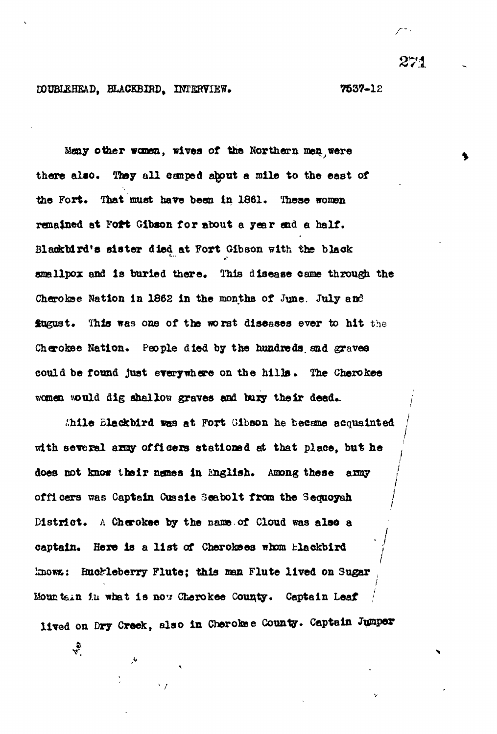Many other women, wives of the Northern men, were there also. They all camped about a mile to the east of the Fort. That must have been in 1861. These women remained at Fort Gibson for about a year and a half. Blackbird's sister died at Fort Gibson with the black smallpox and is buried there. This disease came through the Cherokee Nation in 1862 in the months of June. July and August. This was one of the worst diseases ever to hit the Cherokee Nation. People died by the hundreds and graves could be found just everywhere on the hills. The Cherokee women would dig shallow graves and bury their dead.

While Blackbird was at Fort Gibson he became acquainted with several army officers stationed at that place, but he does not know their names in English. Among these army officers was Captain Cussie Seabolt from the Sequoyah District. A Cherokee by the name of Cloud was also a captain. Here is a list of Cherokees whom Blackbird knows: Huckleberry Flute; this man Flute lived on Sugar Mountain in what is now Cherokee County. Captain Leaf lived on Dry Creek, also in Cherokee County. Captain Jumper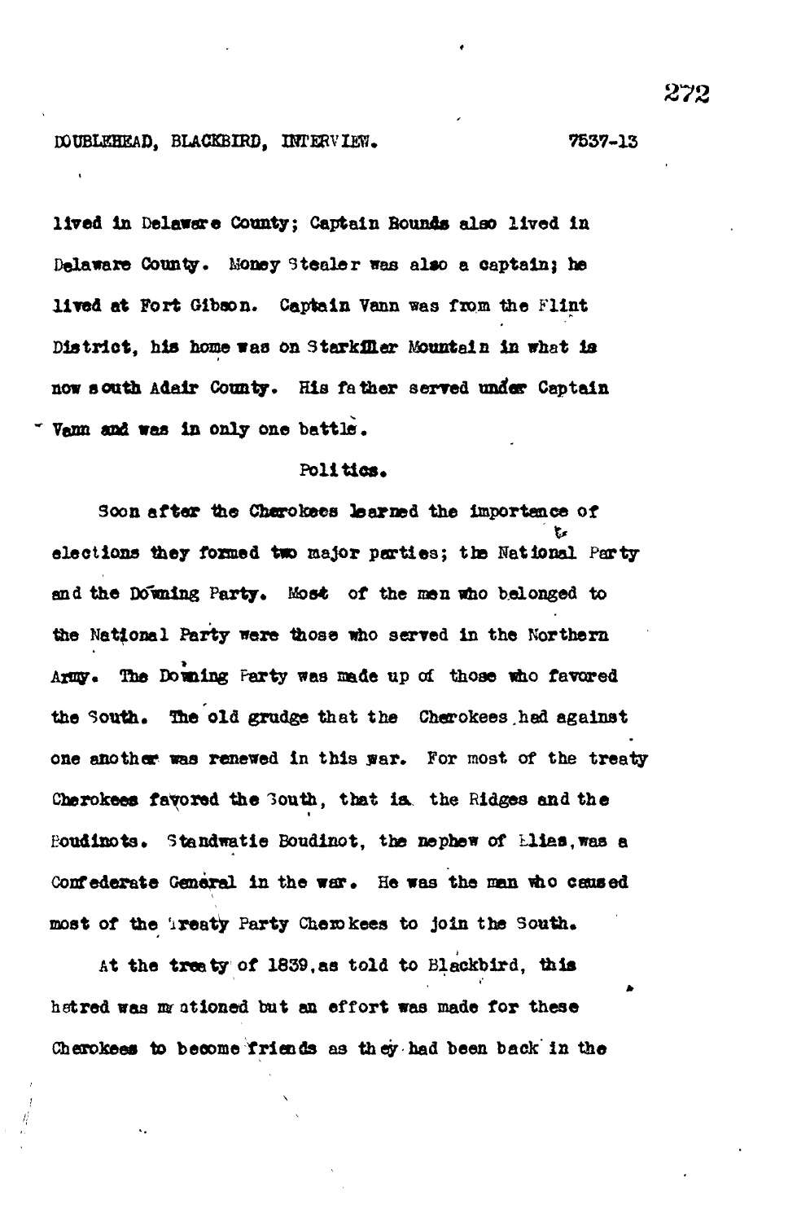lived in Delaware County; Captain Rounds also lived in Delaware County. Money Stealer was also a captain; he lived at Fort Gibson. Captain Vann was from the Flint District, his home was on Starkiller Mountain in what is now south Adair County. His father served under Captain Vann and was in only one battle.

## Politics.

Soon after the Cherokees learned the importance of elections they formed two major parties; the National Party and the Downing Party. Most of the men who belonged to the National Party were those who served in the Northern Army. The Downing Party was made up of those who favored the South. The old grudge that the Cherokees had against one another was renewed in this war. For most of the treaty Cherokees favored the South, that is the Ridges and the Boudinots. Standwatie Boudinot, the nephew of Elias, was a Confederate General in the war. He was the man who caused most of the Treaty Party Cherokees to join the South.

At the treaty of 1839, as told to Blackbird, this hatred was mentioned but an effort was made for these Cherokees to become friends as they had been back in the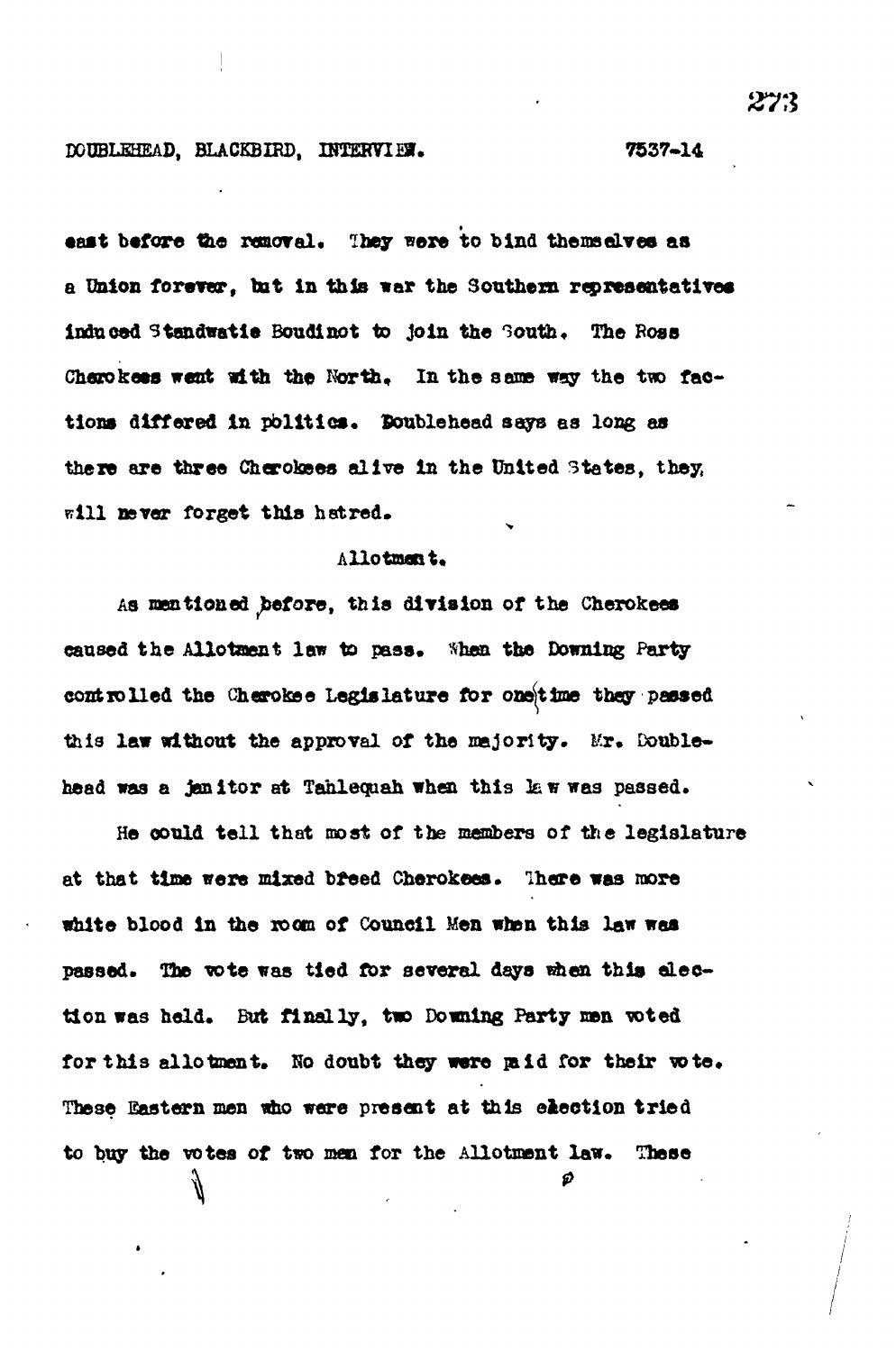east before the removal. They were to bind themselves as a Union forever, but in this war the Southern representatives induced Standwatie Boudinot to join the South. The Ross Cherokees went with the North. In the same way the two factions differed in politics. Doublehead says as long as there are three Cherokees alive in the United States, they will never forget this hatred.

## Allotment.

As mentioned before, this division of the Cherokees caused the Allotment law to pass. When the Downing Party controlled the Cherokee Legislature for one time they passed this law without the approval of the majority. Mr. Doublehead was a janitor at Tahlequah when this law was passed.

He could tell that most of the members of the legislature at that time were mixed breed Cherokees. There was more white blood in the room of Council Men when this law was passed. The vote was tied for several days when this election was held. But finally, two Downing Party men voted for this allotment. No doubt they were paid for their vote. These Eastern men who were present at this election tried to buy the votes of two men for the Allotment law. These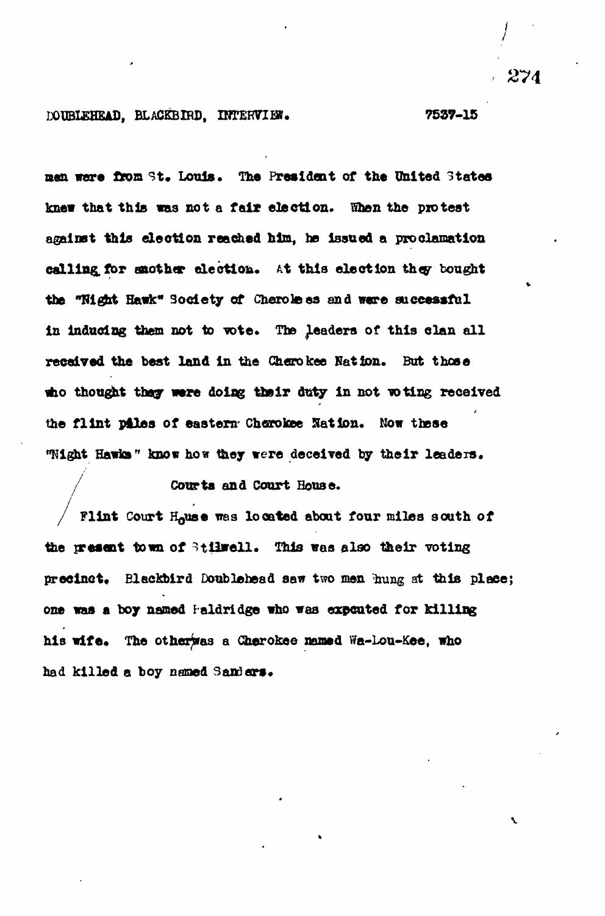men were from St. Louis. The President of the United States knew that this was not a fair election. When the protest against this election reached him, he issued a proclamation calling for another election. At this election they bought the "Night Hawk" Society of Cherokees and were successful in inducing them not to vote. The leaders of this clan all received the best land in the Cherokee Nation. But those who thought they were doing their duty in not voting received the flint piles of eastern Cherokee Nation. Now these "Night Hawks" know how they were deceived by their leaders.

## Courts and Court House.

Flint Court House was located about four miles south of the present town of Stilwell. This was also their voting precinct. Blackbird Doublehead saw two men hung at this place; one was a boy named Faldridge who was executed for killing his wife. The other was a Cherokee named Wa-Lou-Kee, who had killed a boy named Sanders.